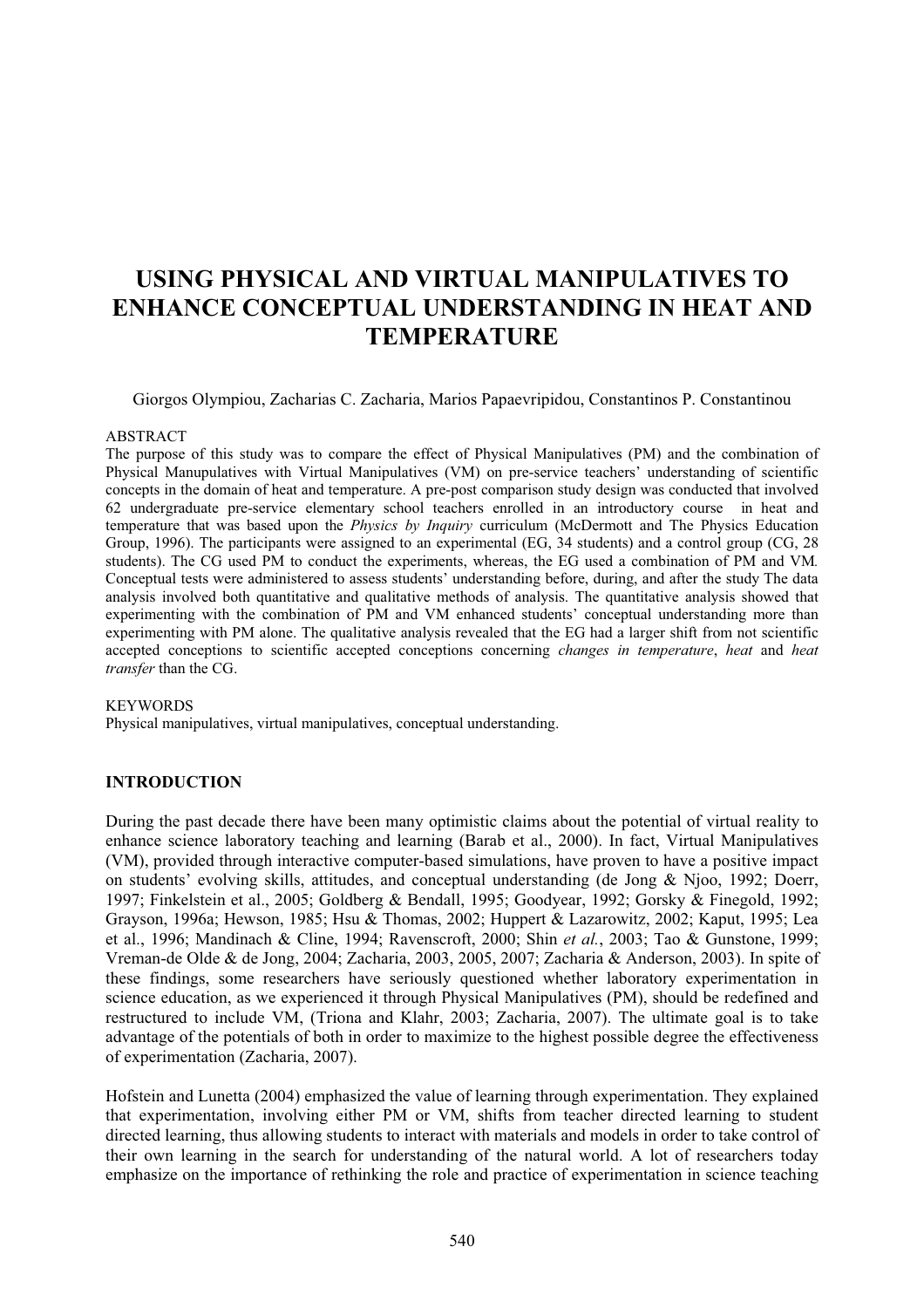# USING PHYSICAL AND VIRTUAL MANIPULATIVES TO ENHANCE CONCEPTUAL UNDERSTANDING IN HEAT AND TEMPERATURE

Giorgos Olympiou, Zacharias C. Zacharia, Marios Papaevripidou, Constantinos P. Constantinou

ABSTRACT

The purpose of this study was to compare the effect of Physical Manipulatives (PM) and the combination of Physical Manupulatives with Virtual Manipulatives (VM) on pre-service teachers' understanding of scientific concepts in the domain of heat and temperature. A pre-post comparison study design was conducted that involved 62 undergraduate pre-service elementary school teachers enrolled in an introductory course in heat and temperature that was based upon the *Physics by Inquiry* curriculum (McDermott and The Physics Education Group, 1996). The participants were assigned to an experimental (EG, 34 students) and a control group (CG, 28 students). The CG used PM to conduct the experiments, whereas, the EG used a combination of PM and VM. Conceptual tests were administered to assess students' understanding before, during, and after the study The data analysis involved both quantitative and qualitative methods of analysis. The quantitative analysis showed that experimenting with the combination of PM and VM enhanced students' conceptual understanding more than experimenting with PM alone. The qualitative analysis revealed that the EG had a larger shift from not scientific accepted conceptions to scientific accepted conceptions concerning *changes in temperature*, *heat* and *heat transfer* than the CG.

KEYWORDS

Physical manipulatives, virtual manipulatives, conceptual understanding.

## INTRODUCTION

During the past decade there have been many optimistic claims about the potential of virtual reality to enhance science laboratory teaching and learning (Barab et al., 2000). In fact, Virtual Manipulatives (VM), provided through interactive computer-based simulations, have proven to have a positive impact on students' evolving skills, attitudes, and conceptual understanding (de Jong & Njoo, 1992; Doerr, 1997; Finkelstein et al., 2005; Goldberg & Bendall, 1995; Goodyear, 1992; Gorsky & Finegold, 1992; Grayson, 1996a; Hewson, 1985; Hsu & Thomas, 2002; Huppert & Lazarowitz, 2002; Kaput, 1995; Lea et al., 1996; Mandinach & Cline, 1994; Ravenscroft, 2000; Shin *et al.*, 2003; Tao & Gunstone, 1999; Vreman-de Olde & de Jong, 2004; Zacharia, 2003, 2005, 2007; Zacharia & Anderson, 2003). In spite of these findings, some researchers have seriously questioned whether laboratory experimentation in science education, as we experienced it through Physical Manipulatives (PM), should be redefined and restructured to include VM, (Triona and Klahr, 2003; Zacharia, 2007). The ultimate goal is to take advantage of the potentials of both in order to maximize to the highest possible degree the effectiveness of experimentation (Zacharia, 2007).

Hofstein and Lunetta (2004) emphasized the value of learning through experimentation. They explained that experimentation, involving either PM or VM, shifts from teacher directed learning to student directed learning, thus allowing students to interact with materials and models in order to take control of their own learning in the search for understanding of the natural world. A lot of researchers today emphasize on the importance of rethinking the role and practice of experimentation in science teaching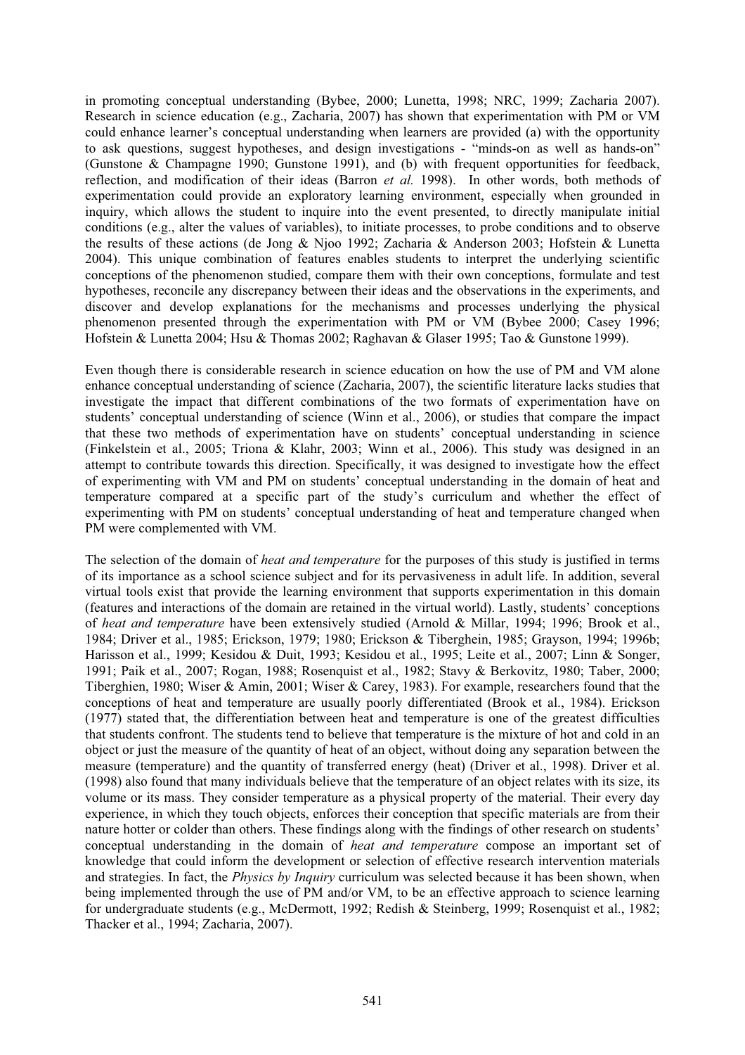in promoting conceptual understanding (Bybee, 2000; Lunetta, 1998; NRC, 1999; Zacharia 2007). Research in science education (e.g., Zacharia, 2007) has shown that experimentation with PM or VM could enhance learner's conceptual understanding when learners are provided (a) with the opportunity to ask questions, suggest hypotheses, and design investigations - "minds-on as well as hands-on" (Gunstone & Champagne 1990; Gunstone 1991), and (b) with frequent opportunities for feedback, reflection, and modification of their ideas (Barron *et al.* 1998). In other words, both methods of experimentation could provide an exploratory learning environment, especially when grounded in inquiry, which allows the student to inquire into the event presented, to directly manipulate initial conditions (e.g., alter the values of variables), to initiate processes, to probe conditions and to observe the results of these actions (de Jong & Njoo 1992; Zacharia & Anderson 2003; Hofstein & Lunetta 2004). This unique combination of features enables students to interpret the underlying scientific conceptions of the phenomenon studied, compare them with their own conceptions, formulate and test hypotheses, reconcile any discrepancy between their ideas and the observations in the experiments, and discover and develop explanations for the mechanisms and processes underlying the physical phenomenon presented through the experimentation with PM or VM (Bybee 2000; Casey 1996; Hofstein & Lunetta 2004; Hsu & Thomas 2002; Raghavan & Glaser 1995; Tao & Gunstone 1999).

Even though there is considerable research in science education on how the use of PM and VM alone enhance conceptual understanding of science (Zacharia, 2007), the scientific literature lacks studies that investigate the impact that different combinations of the two formats of experimentation have on students' conceptual understanding of science (Winn et al., 2006), or studies that compare the impact that these two methods of experimentation have on students' conceptual understanding in science (Finkelstein et al., 2005; Triona & Klahr, 2003; Winn et al., 2006). This study was designed in an attempt to contribute towards this direction. Specifically, it was designed to investigate how the effect of experimenting with VM and PM on students' conceptual understanding in the domain of heat and temperature compared at a specific part of the study's curriculum and whether the effect of experimenting with PM on students' conceptual understanding of heat and temperature changed when PM were complemented with VM.

The selection of the domain of *heat and temperature* for the purposes of this study is justified in terms of its importance as a school science subject and for its pervasiveness in adult life. In addition, several virtual tools exist that provide the learning environment that supports experimentation in this domain (features and interactions of the domain are retained in the virtual world). Lastly, students' conceptions of *heat and temperature* have been extensively studied (Arnold & Millar, 1994; 1996; Brook et al., 1984; Driver et al., 1985; Erickson, 1979; 1980; Erickson & Tiberghein, 1985; Grayson, 1994; 1996b; Harisson et al., 1999; Kesidou & Duit, 1993; Kesidou et al., 1995; Leite et al., 2007; Linn & Songer, 1991; Paik et al., 2007; Rogan, 1988; Rosenquist et al., 1982; Stavy & Berkovitz, 1980; Taber, 2000; Tiberghien, 1980; Wiser & Amin, 2001; Wiser & Carey, 1983). For example, researchers found that the conceptions of heat and temperature are usually poorly differentiated (Brook et al., 1984). Erickson (1977) stated that, the differentiation between heat and temperature is one of the greatest difficulties that students confront. The students tend to believe that temperature is the mixture of hot and cold in an object or just the measure of the quantity of heat of an object, without doing any separation between the measure (temperature) and the quantity of transferred energy (heat) (Driver et al., 1998). Driver et al. (1998) also found that many individuals believe that the temperature of an object relates with its size, its volume or its mass. They consider temperature as a physical property of the material. Their every day experience, in which they touch objects, enforces their conception that specific materials are from their nature hotter or colder than others. These findings along with the findings of other research on students' conceptual understanding in the domain of *heat and temperature* compose an important set of knowledge that could inform the development or selection of effective research intervention materials and strategies. In fact, the *Physics by Inquiry* curriculum was selected because it has been shown, when being implemented through the use of PM and/or VM, to be an effective approach to science learning for undergraduate students (e.g., McDermott, 1992; Redish & Steinberg, 1999; Rosenquist et al., 1982; Thacker et al., 1994; Zacharia, 2007).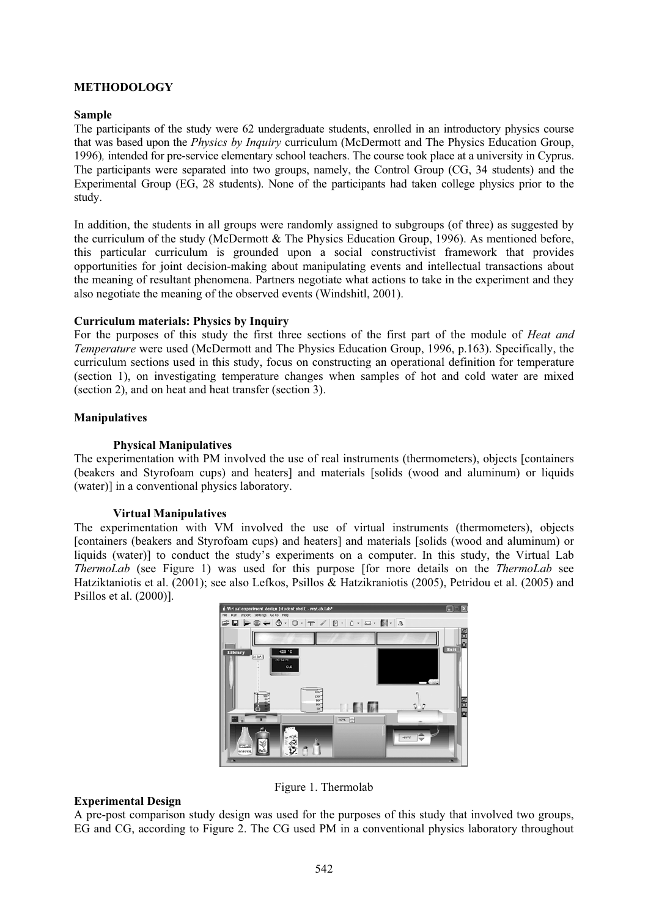## METHODOLOGY

### Sample

The participants of the study were 62 undergraduate students, enrolled in an introductory physics course that was based upon the *Physics by Inquiry* curriculum (McDermott and The Physics Education Group, 1996)*,* intended for pre-service elementary school teachers. The course took place at a university in Cyprus. The participants were separated into two groups, namely, the Control Group (CG, 34 students) and the Experimental Group (EG, 28 students). None of the participants had taken college physics prior to the study.

In addition, the students in all groups were randomly assigned to subgroups (of three) as suggested by the curriculum of the study (McDermott & The Physics Education Group, 1996). As mentioned before, this particular curriculum is grounded upon a social constructivist framework that provides opportunities for joint decision-making about manipulating events and intellectual transactions about the meaning of resultant phenomena. Partners negotiate what actions to take in the experiment and they also negotiate the meaning of the observed events (Windshitl, 2001).

### Curriculum materials: Physics by Inquiry

For the purposes of this study the first three sections of the first part of the module of *Heat and Temperature* were used (McDermott and The Physics Education Group, 1996, p.163). Specifically, the curriculum sections used in this study, focus on constructing an operational definition for temperature (section 1), on investigating temperature changes when samples of hot and cold water are mixed (section 2), and on heat and heat transfer (section 3).

### Manipulatives

#### Physical Manipulatives

The experimentation with PM involved the use of real instruments (thermometers), objects [containers (beakers and Styrofoam cups) and heaters] and materials [solids (wood and aluminum) or liquids (water)] in a conventional physics laboratory.

#### Virtual Manipulatives

The experimentation with VM involved the use of virtual instruments (thermometers), objects [containers (beakers and Styrofoam cups) and heaters] and materials [solids (wood and aluminum) or liquids (water)] to conduct the study's experiments on a computer. In this study, the Virtual Lab *ThermoLab* (see Figure 1) was used for this purpose [for more details on the *ThermoLab* see Hatziktaniotis et al. (2001); see also Lefkos, Psillos & Hatzikraniotis (2005), Petridou et al. (2005) and Psillos et al. (2000)].

Figure 1. Thermolab

### Experimental Design

A pre-post comparison study design was used for the purposes of this study that involved two groups, EG and CG, according to Figure 2. The CG used PM in a conventional physics laboratory throughout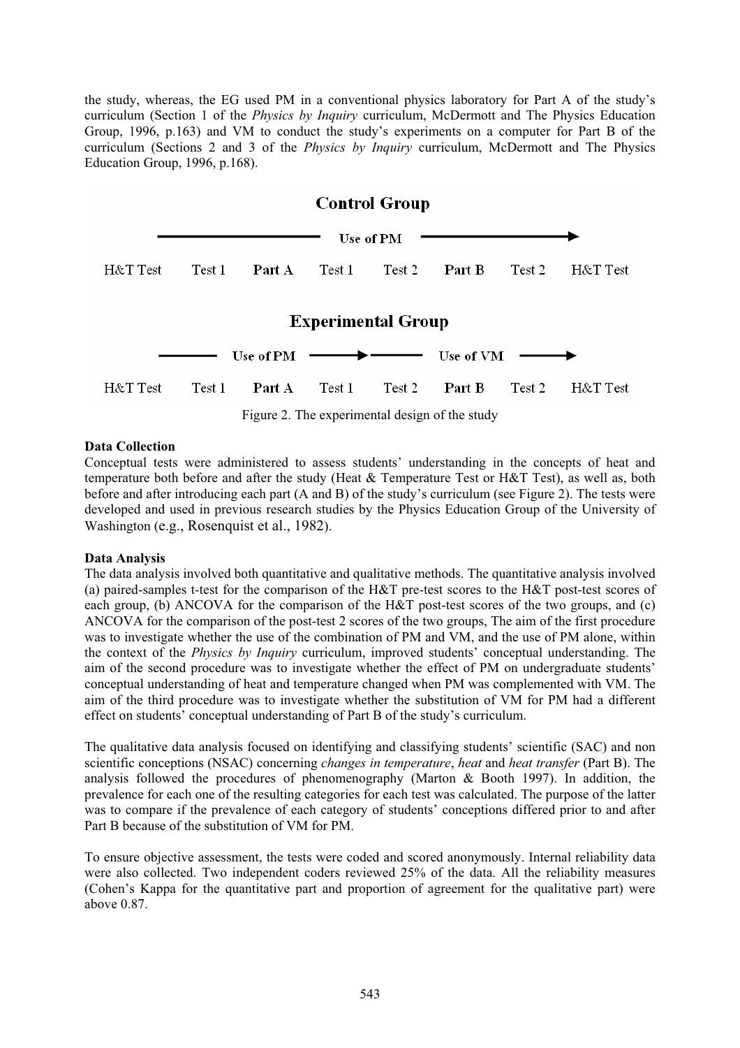the study, whereas, the EG used PM in a conventional physics laboratory for Part A of the study's curriculum (Section 1 of the *Physics by Inquiry* curriculum, McDermott and The Physics Education Group, 1996, p.163) and VM to conduct the study's experiments on a computer for Part B of the curriculum (Sections 2 and 3 of the *Physics by Inquiry* curriculum, McDermott and The Physics Education Group, 1996, p.168).

**Control Group**

Use of PM →

H&T Test | Test 1 | **Part A** | Test 1 | Test 2 | **Part B** | Test 2 | H&T Test

**Experimental Group**

Use of PM → Use of VM →

H&T Test | Test 1 | **Part A** | Test 1 | Test 2 | **Part B** | Test 2 | H&T Test

Figure 2. The experimental design of the study

**Data Collection**

Conceptual tests were administered to assess students' understanding in the concepts of heat and temperature both before and after the study (Heat & Temperature Test or H&T Test), as well as, both before and after introducing each part (A and B) of the study's curriculum (see Figure 2). The tests were developed and used in previous research studies by the Physics Education Group of the University of Washington (e.g., Rosenquist et al., 1982).

**Data Analysis**

The data analysis involved both quantitative and qualitative methods. The quantitative analysis involved (a) paired-samples t-test for the comparison of the H&T pre-test scores to the H&T post-test scores of each group, (b) ANCOVA for the comparison of the H&T post-test scores of the two groups, and (c) ANCOVA for the comparison of the post-test 2 scores of the two groups, The aim of the first procedure was to investigate whether the use of the combination of PM and VM, and the use of PM alone, within the context of the *Physics by Inquiry* curriculum, improved students' conceptual understanding. The aim of the second procedure was to investigate whether the effect of PM on undergraduate students' conceptual understanding of heat and temperature changed when PM was complemented with VM. The aim of the third procedure was to investigate whether the substitution of VM for PM had a different effect on students' conceptual understanding of Part B of the study's curriculum.

The qualitative data analysis focused on identifying and classifying students' scientific (SAC) and non scientific conceptions (NSAC) concerning *changes in temperature*, *heat* and *heat transfer* (Part B). The analysis followed the procedures of phenomenography (Marton & Booth 1997). In addition, the prevalence for each one of the resulting categories for each test was calculated. The purpose of the latter was to compare if the prevalence of each category of students' conceptions differed prior to and after Part B because of the substitution of VM for PM.

To ensure objective assessment, the tests were coded and scored anonymously. Internal reliability data were also collected. Two independent coders reviewed 25% of the data. All the reliability measures (Cohen's Kappa for the quantitative part and proportion of agreement for the qualitative part) were above 0.87.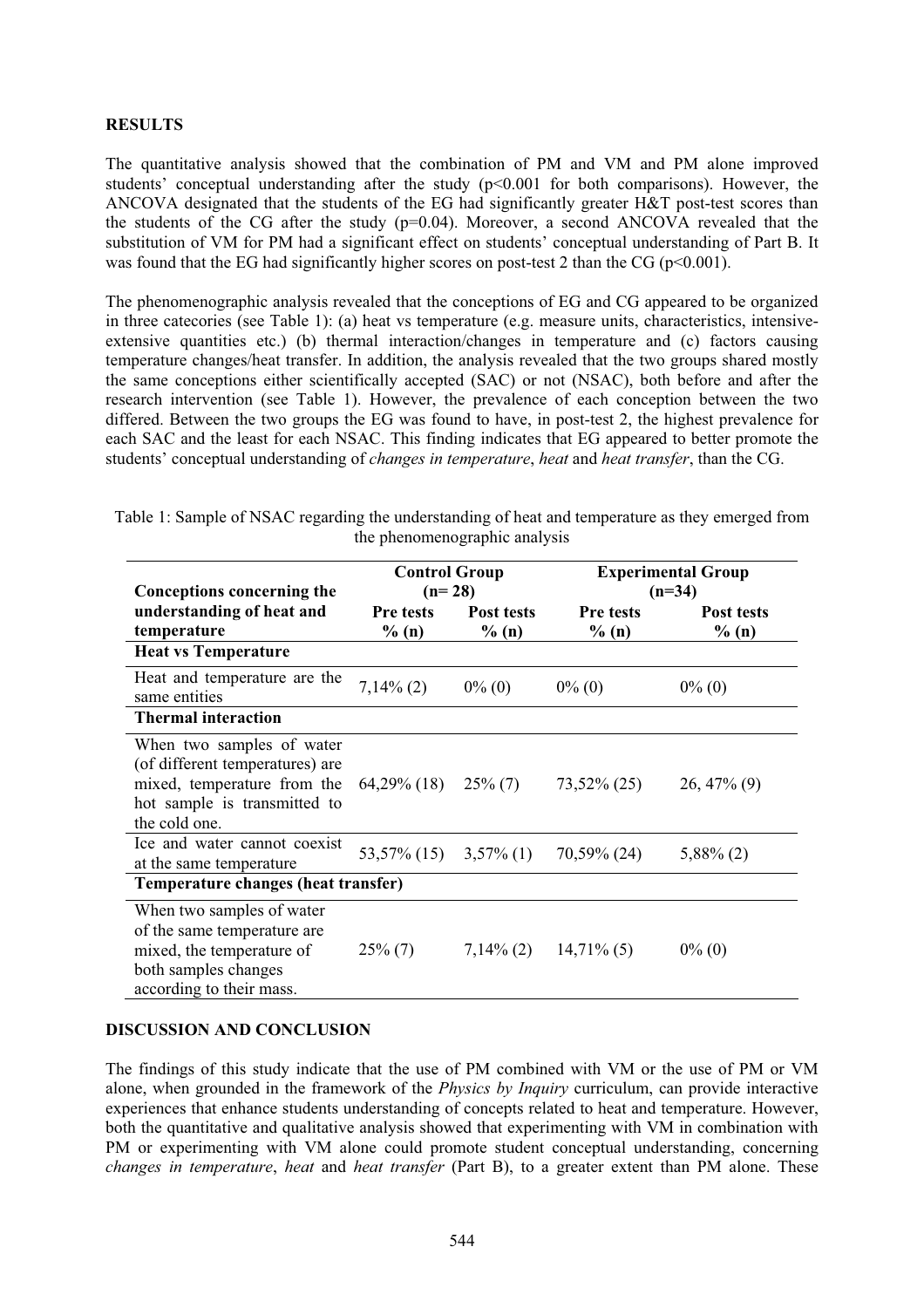## RESULTS

The quantitative analysis showed that the combination of PM and VM and PM alone improved students' conceptual understanding after the study ($p<0.001$ for both comparisons). However, the ANCOVA designated that the students of the EG had significantly greater H&T post-test scores than the students of the CG after the study ($p=0.04$). Moreover, a second ANCOVA revealed that the substitution of VM for PM had a significant effect on students' conceptual understanding of Part B. It was found that the EG had significantly higher scores on post-test 2 than the CG ($p<0.001$).

The phenomenographic analysis revealed that the conceptions of EG and CG appeared to be organized in three catecories (see Table 1): (a) heat vs temperature (e.g. measure units, characteristics, intensive-extensive quantities etc.) (b) thermal interaction/changes in temperature and (c) factors causing temperature changes/heat transfer. In addition, the analysis revealed that the two groups shared mostly the same conceptions either scientifically accepted (SAC) or not (NSAC), both before and after the research intervention (see Table 1). However, the prevalence of each conception between the two differed. Between the two groups the EG was found to have, in post-test 2, the highest prevalence for each SAC and the least for each NSAC. This finding indicates that EG appeared to better promote the students' conceptual understanding of *changes in temperature*, *heat* and *heat transfer*, than the CG.

Table 1: Sample of NSAC regarding the understanding of heat and temperature as they emerged from the phenomenographic analysis

| Conceptions concerning the understanding of heat and temperature | Control Group (n= 28) | | Experimental Group (n=34) | |
|---|---|---|---|---|
| | Pre tests % (n) | Post tests % (n) | Pre tests % (n) | Post tests % (n) |
| **Heat vs Temperature** | | | | |
| Heat and temperature are the same entities | 7,14% (2) | 0% (0) | 0% (0) | 0% (0) |
| **Thermal interaction** | | | | |
| When two samples of water (of different temperatures) are mixed, temperature from the hot sample is transmitted to the cold one. | 64,29% (18) | 25% (7) | 73,52% (25) | 26, 47% (9) |
| Ice and water cannot coexist at the same temperature | 53,57% (15) | 3,57% (1) | 70,59% (24) | 5,88% (2) |
| **Temperature changes (heat transfer)** | | | | |
| When two samples of water of the same temperature are mixed, the temperature of both samples changes according to their mass. | 25% (7) | 7,14% (2) | 14,71% (5) | 0% (0) |

## DISCUSSION AND CONCLUSION

The findings of this study indicate that the use of PM combined with VM or the use of PM or VM alone, when grounded in the framework of the *Physics by Inquiry* curriculum, can provide interactive experiences that enhance students understanding of concepts related to heat and temperature. However, both the quantitative and qualitative analysis showed that experimenting with VM in combination with PM or experimenting with VM alone could promote student conceptual understanding, concerning *changes in temperature*, *heat* and *heat transfer* (Part B), to a greater extent than PM alone. These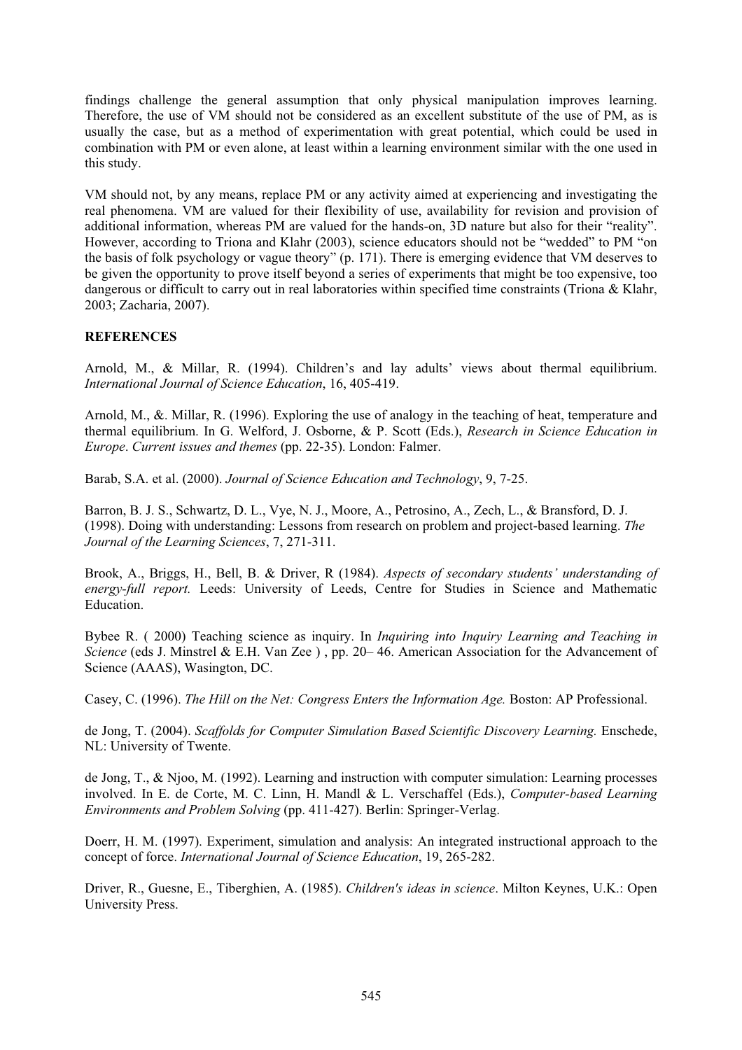findings challenge the general assumption that only physical manipulation improves learning. Therefore, the use of VM should not be considered as an excellent substitute of the use of PM, as is usually the case, but as a method of experimentation with great potential, which could be used in combination with PM or even alone, at least within a learning environment similar with the one used in this study.

VM should not, by any means, replace PM or any activity aimed at experiencing and investigating the real phenomena. VM are valued for their flexibility of use, availability for revision and provision of additional information, whereas PM are valued for the hands-on, 3D nature but also for their "reality". However, according to Triona and Klahr (2003), science educators should not be "wedded" to PM "on the basis of folk psychology or vague theory" (p. 171). There is emerging evidence that VM deserves to be given the opportunity to prove itself beyond a series of experiments that might be too expensive, too dangerous or difficult to carry out in real laboratories within specified time constraints (Triona & Klahr, 2003; Zacharia, 2007).

**REFERENCES**

Arnold, M., & Millar, R. (1994). Children's and lay adults' views about thermal equilibrium. *International Journal of Science Education*, 16, 405-419.

Arnold, M., &. Millar, R. (1996). Exploring the use of analogy in the teaching of heat, temperature and thermal equilibrium. In G. Welford, J. Osborne, & P. Scott (Eds.), *Research in Science Education in Europe*. *Current issues and themes* (pp. 22-35). London: Falmer.

Barab, S.A. et al. (2000). *Journal of Science Education and Technology*, 9, 7-25.

Barron, B. J. S., Schwartz, D. L., Vye, N. J., Moore, A., Petrosino, A., Zech, L., & Bransford, D. J. (1998). Doing with understanding: Lessons from research on problem and project-based learning. *The Journal of the Learning Sciences*, 7, 271-311.

Brook, A., Briggs, H., Bell, B. & Driver, R (1984). *Aspects of secondary students' understanding of energy-full report.* Leeds: University of Leeds, Centre for Studies in Science and Mathematic Education.

Bybee R. ( 2000) Teaching science as inquiry. In *Inquiring into Inquiry Learning and Teaching in Science* (eds J. Minstrel & E.H. Van Zee ) , pp. 20– 46. American Association for the Advancement of Science (AAAS), Wasington, DC.

Casey, C. (1996). *The Hill on the Net: Congress Enters the Information Age.* Boston: AP Professional.

de Jong, T. (2004). *Scaffolds for Computer Simulation Based Scientific Discovery Learning.* Enschede, NL: University of Twente.

de Jong, T., & Njoo, M. (1992). Learning and instruction with computer simulation: Learning processes involved. In E. de Corte, M. C. Linn, H. Mandl & L. Verschaffel (Eds.), *Computer-based Learning Environments and Problem Solving* (pp. 411-427). Berlin: Springer-Verlag.

Doerr, H. M. (1997). Experiment, simulation and analysis: An integrated instructional approach to the concept of force. *International Journal of Science Education*, 19, 265-282.

Driver, R., Guesne, E., Tiberghien, A. (1985). *Children's ideas in science*. Milton Keynes, U.K.: Open University Press.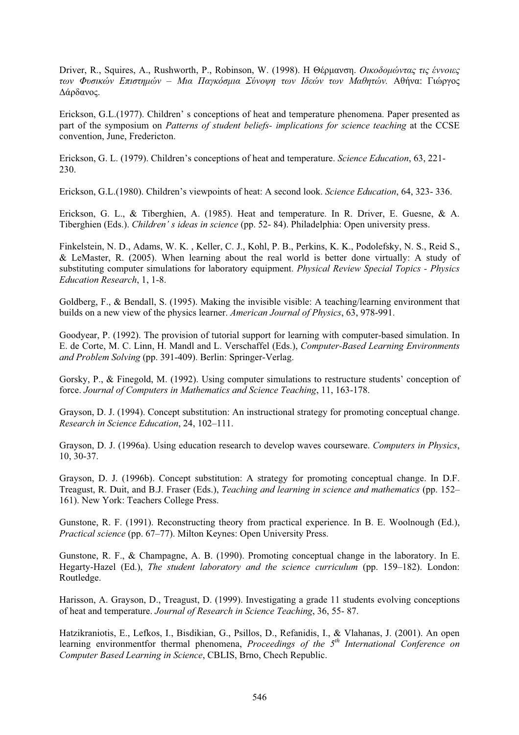Driver, R., Squires, A., Rushworth, P., Robinson, W. (1998). Η Θέρμανση. *Οικοδομώντας τις έννοιες των Φυσικών Επιστημών – Μια Παγκόσμια Σύνοψη των Ιδεών των Μαθητών.* Αθήνα: Γιώργος Δάρδανος.

Erickson, G.L.(1977). Children' s conceptions of heat and temperature phenomena. Paper presented as part of the symposium on *Patterns of student beliefs- implications for science teaching* at the CCSE convention, June, Fredericton.

Erickson, G. L. (1979). Children's conceptions of heat and temperature. *Science Education*, 63, 221-230.

Erickson, G.L.(1980). Children's viewpoints of heat: A second look. *Science Education*, 64, 323- 336.

Erickson, G. L., & Tiberghien, A. (1985). Heat and temperature. In R. Driver, E. Guesne, & A. Tiberghien (Eds.). *Children' s ideas in science* (pp. 52- 84). Philadelphia: Open university press.

Finkelstein, N. D., Adams, W. K. , Keller, C. J., Kohl, P. B., Perkins, K. K., Podolefsky, N. S., Reid S., & LeMaster, R. (2005). When learning about the real world is better done virtually: A study of substituting computer simulations for laboratory equipment. *Physical Review Special Topics - Physics Education Research*, 1, 1-8.

Goldberg, F., & Bendall, S. (1995). Making the invisible visible: A teaching/learning environment that builds on a new view of the physics learner. *American Journal of Physics*, 63, 978-991.

Goodyear, P. (1992). The provision of tutorial support for learning with computer-based simulation. In E. de Corte, M. C. Linn, H. Mandl and L. Verschaffel (Eds.), *Computer-Based Learning Environments and Problem Solving* (pp. 391-409). Berlin: Springer-Verlag.

Gorsky, P., & Finegold, M. (1992). Using computer simulations to restructure students' conception of force. *Journal of Computers in Mathematics and Science Teaching*, 11, 163-178.

Grayson, D. J. (1994). Concept substitution: An instructional strategy for promoting conceptual change. *Research in Science Education*, 24, 102–111.

Grayson, D. J. (1996a). Using education research to develop waves courseware. *Computers in Physics*, 10, 30-37.

Grayson, D. J. (1996b). Concept substitution: A strategy for promoting conceptual change. In D.F. Treagust, R. Duit, and B.J. Fraser (Eds.), *Teaching and learning in science and mathematics* (pp. 152–161). New York: Teachers College Press.

Gunstone, R. F. (1991). Reconstructing theory from practical experience. In B. E. Woolnough (Ed.), *Practical science* (pp. 67–77). Milton Keynes: Open University Press.

Gunstone, R. F., & Champagne, A. B. (1990). Promoting conceptual change in the laboratory. In E. Hegarty-Hazel (Ed.), *The student laboratory and the science curriculum* (pp. 159–182). London: Routledge.

Harisson, A. Grayson, D., Treagust, D. (1999). Investigating a grade 11 students evolving conceptions of heat and temperature. *Journal of Research in Science Teaching*, 36, 55- 87.

Hatzikraniotis, E., Lefkos, I., Bisdikian, G., Psillos, D., Refanidis, I., & Vlahanas, J. (2001). An open learning environmentfor thermal phenomena, *Proceedings of the 5th International Conference on Computer Based Learning in Science*, CBLIS, Brno, Chech Republic.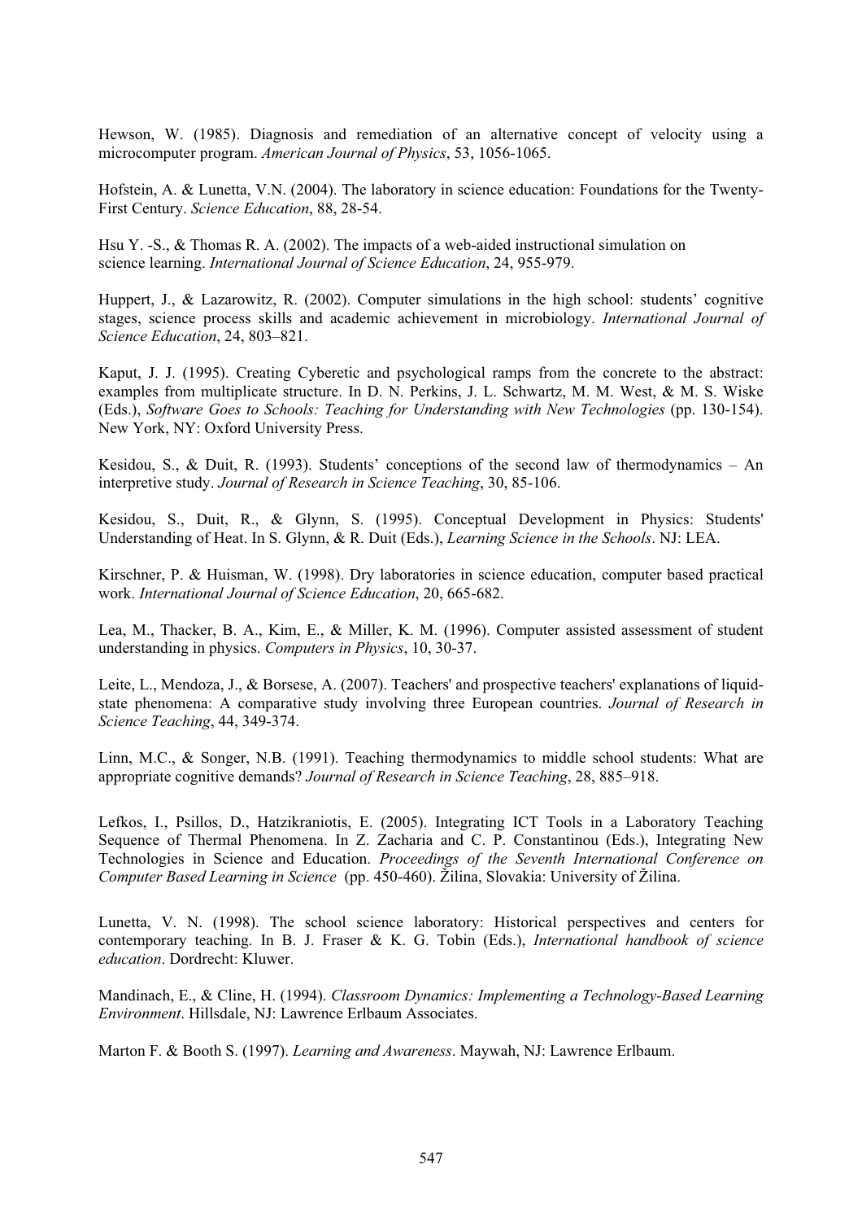Hewson, W. (1985). Diagnosis and remediation of an alternative concept of velocity using a microcomputer program. *American Journal of Physics*, 53, 1056-1065.

Hofstein, A. & Lunetta, V.N. (2004). The laboratory in science education: Foundations for the Twenty-First Century. *Science Education*, 88, 28-54.

Hsu Y. -S., & Thomas R. A. (2002). The impacts of a web-aided instructional simulation on science learning. *International Journal of Science Education*, 24, 955-979.

Huppert, J., & Lazarowitz, R. (2002). Computer simulations in the high school: students' cognitive stages, science process skills and academic achievement in microbiology. *International Journal of Science Education*, 24, 803–821.

Kaput, J. J. (1995). Creating Cyberetic and psychological ramps from the concrete to the abstract: examples from multiplicate structure. In D. N. Perkins, J. L. Schwartz, M. M. West, & M. S. Wiske (Eds.), *Software Goes to Schools: Teaching for Understanding with New Technologies* (pp. 130-154). New York, NY: Oxford University Press.

Kesidou, S., & Duit, R. (1993). Students' conceptions of the second law of thermodynamics – An interpretive study. *Journal of Research in Science Teaching*, 30, 85-106.

Kesidou, S., Duit, R., & Glynn, S. (1995). Conceptual Development in Physics: Students' Understanding of Heat. In S. Glynn, & R. Duit (Eds.), *Learning Science in the Schools*. NJ: LEA.

Kirschner, P. & Huisman, W. (1998). Dry laboratories in science education, computer based practical work. *International Journal of Science Education*, 20, 665-682.

Lea, M., Thacker, B. A., Kim, E., & Miller, K. M. (1996). Computer assisted assessment of student understanding in physics. *Computers in Physics*, 10, 30-37.

Leite, L., Mendoza, J., & Borsese, A. (2007). Teachers' and prospective teachers' explanations of liquid-state phenomena: A comparative study involving three European countries. *Journal of Research in Science Teaching*, 44, 349-374.

Linn, M.C., & Songer, N.B. (1991). Teaching thermodynamics to middle school students: What are appropriate cognitive demands? *Journal of Research in Science Teaching*, 28, 885–918.

Lefkos, I., Psillos, D., Hatzikraniotis, E. (2005). Integrating ICT Tools in a Laboratory Teaching Sequence of Thermal Phenomena. In Z. Zacharia and C. P. Constantinou (Eds.), Integrating New Technologies in Science and Education. *Proceedings of the Seventh International Conference on Computer Based Learning in Science* (pp. 450-460). Žilina, Slovakia: University of Žilina.

Lunetta, V. N. (1998). The school science laboratory: Historical perspectives and centers for contemporary teaching. In B. J. Fraser & K. G. Tobin (Eds.), *International handbook of science education*. Dordrecht: Kluwer.

Mandinach, E., & Cline, H. (1994). *Classroom Dynamics: Implementing a Technology-Based Learning Environment*. Hillsdale, NJ: Lawrence Erlbaum Associates.

Marton F. & Booth S. (1997). *Learning and Awareness*. Maywah, NJ: Lawrence Erlbaum.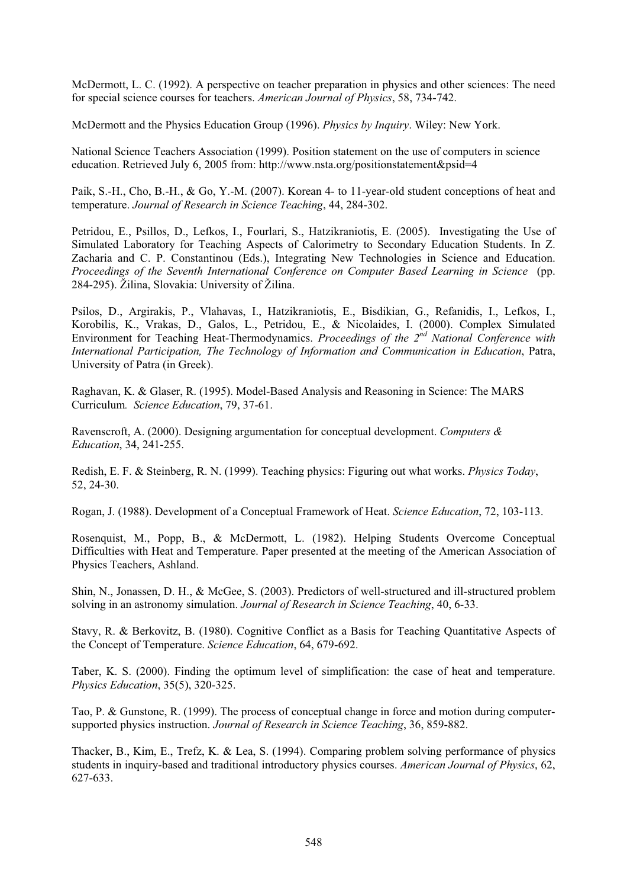McDermott, L. C. (1992). A perspective on teacher preparation in physics and other sciences: The need for special science courses for teachers. *American Journal of Physics*, 58, 734-742.

McDermott and the Physics Education Group (1996). *Physics by Inquiry*. Wiley: New York.

National Science Teachers Association (1999). Position statement on the use of computers in science education. Retrieved July 6, 2005 from: http://www.nsta.org/positionstatement&psid=4

Paik, S.-H., Cho, B.-H., & Go, Y.-M. (2007). Korean 4- to 11-year-old student conceptions of heat and temperature. *Journal of Research in Science Teaching*, 44, 284-302.

Petridou, E., Psillos, D., Lefkos, I., Fourlari, S., Hatzikraniotis, E. (2005). Investigating the Use of Simulated Laboratory for Teaching Aspects of Calorimetry to Secondary Education Students. In Z. Zacharia and C. P. Constantinou (Eds.), Integrating New Technologies in Science and Education. *Proceedings of the Seventh International Conference on Computer Based Learning in Science* (pp. 284-295). Žilina, Slovakia: University of Žilina.

Psilos, D., Argirakis, P., Vlahavas, I., Hatzikraniotis, E., Bisdikian, G., Refanidis, I., Lefkos, I., Korobilis, K., Vrakas, D., Galos, L., Petridou, E., & Nicolaides, I. (2000). Complex Simulated Environment for Teaching Heat-Thermodynamics. *Proceedings of the 2nd National Conference with International Participation, The Technology of Information and Communication in Education*, Patra, University of Patra (in Greek).

Raghavan, K. & Glaser, R. (1995). Model-Based Analysis and Reasoning in Science: The MARS Curriculum*. Science Education*, 79, 37-61.

Ravenscroft, A. (2000). Designing argumentation for conceptual development. *Computers & Education*, 34, 241-255.

Redish, E. F. & Steinberg, R. N. (1999). Teaching physics: Figuring out what works. *Physics Today*, 52, 24-30.

Rogan, J. (1988). Development of a Conceptual Framework of Heat. *Science Education*, 72, 103-113.

Rosenquist, M., Popp, B., & McDermott, L. (1982). Helping Students Overcome Conceptual Difficulties with Heat and Temperature. Paper presented at the meeting of the American Association of Physics Teachers, Ashland.

Shin, N., Jonassen, D. H., & McGee, S. (2003). Predictors of well-structured and ill-structured problem solving in an astronomy simulation. *Journal of Research in Science Teaching*, 40, 6-33.

Stavy, R. & Berkovitz, B. (1980). Cognitive Conflict as a Basis for Teaching Quantitative Aspects of the Concept of Temperature. *Science Education*, 64, 679-692.

Taber, K. S. (2000). Finding the optimum level of simplification: the case of heat and temperature. *Physics Education*, 35(5), 320-325.

Tao, P. & Gunstone, R. (1999). The process of conceptual change in force and motion during computer-supported physics instruction. *Journal of Research in Science Teaching*, 36, 859-882.

Thacker, B., Kim, E., Trefz, K. & Lea, S. (1994). Comparing problem solving performance of physics students in inquiry-based and traditional introductory physics courses. *American Journal of Physics*, 62, 627-633.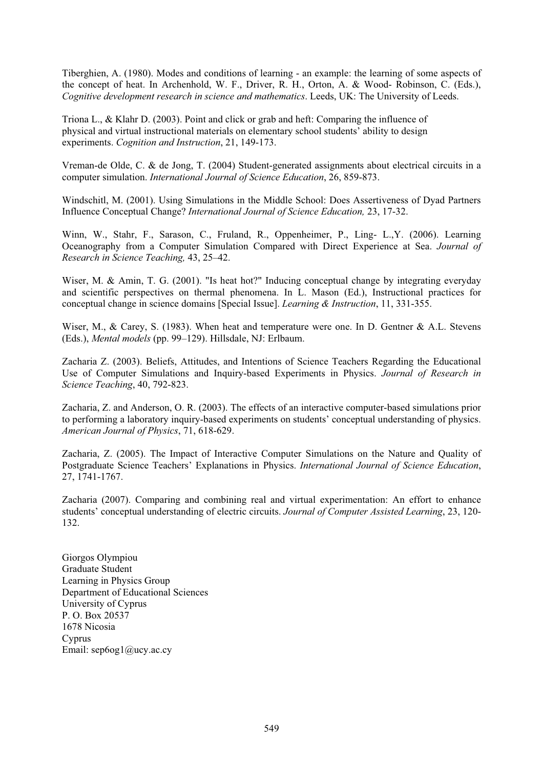Tiberghien, A. (1980). Modes and conditions of learning - an example: the learning of some aspects of the concept of heat. In Archenhold, W. F., Driver, R. H., Orton, A. & Wood- Robinson, C. (Eds.), *Cognitive development research in science and mathematics*. Leeds, UK: The University of Leeds.

Triona L., & Klahr D. (2003). Point and click or grab and heft: Comparing the influence of physical and virtual instructional materials on elementary school students' ability to design experiments. *Cognition and Instruction*, 21, 149-173.

Vreman-de Olde, C. & de Jong, T. (2004) Student-generated assignments about electrical circuits in a computer simulation. *International Journal of Science Education*, 26, 859-873.

Windschitl, M. (2001). Using Simulations in the Middle School: Does Assertiveness of Dyad Partners Influence Conceptual Change? *International Journal of Science Education,* 23, 17-32.

Winn, W., Stahr, F., Sarason, C., Fruland, R., Oppenheimer, P., Ling- L.,Y. (2006). Learning Oceanography from a Computer Simulation Compared with Direct Experience at Sea. *Journal of Research in Science Teaching,* 43, 25–42.

Wiser, M. & Amin, T. G. (2001). "Is heat hot?" Inducing conceptual change by integrating everyday and scientific perspectives on thermal phenomena. In L. Mason (Ed.), Instructional practices for conceptual change in science domains [Special Issue]. *Learning & Instruction*, 11, 331-355.

Wiser, M., & Carey, S. (1983). When heat and temperature were one. In D. Gentner & A.L. Stevens (Eds.), *Mental models* (pp. 99–129). Hillsdale, NJ: Erlbaum.

Zacharia Z. (2003). Beliefs, Attitudes, and Intentions of Science Teachers Regarding the Educational Use of Computer Simulations and Inquiry-based Experiments in Physics. *Journal of Research in Science Teaching*, 40, 792-823.

Zacharia, Z. and Anderson, O. R. (2003). The effects of an interactive computer-based simulations prior to performing a laboratory inquiry-based experiments on students' conceptual understanding of physics. *American Journal of Physics*, 71, 618-629.

Zacharia, Z. (2005). The Impact of Interactive Computer Simulations on the Nature and Quality of Postgraduate Science Teachers' Explanations in Physics. *International Journal of Science Education*, 27, 1741-1767.

Zacharia (2007). Comparing and combining real and virtual experimentation: An effort to enhance students' conceptual understanding of electric circuits. *Journal of Computer Assisted Learning*, 23, 120-132.

Giorgos Olympiou  
Graduate Student  
Learning in Physics Group  
Department of Educational Sciences  
University of Cyprus  
P. O. Box 20537  
1678 Nicosia  
Cyprus  
Email: sep6og1@ucy.ac.cy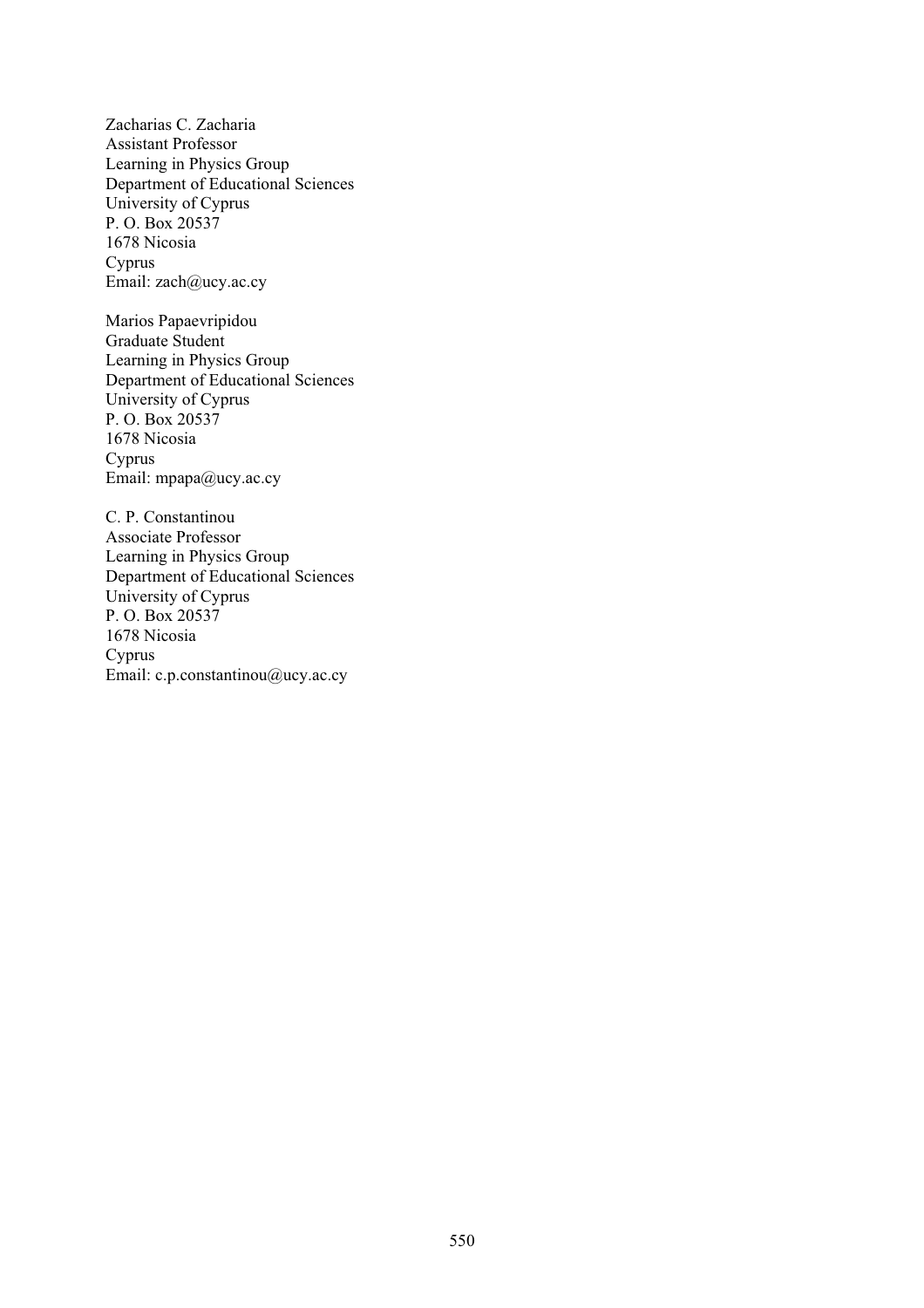Zacharias C. Zacharia  
Assistant Professor  
Learning in Physics Group  
Department of Educational Sciences  
University of Cyprus  
P. O. Box 20537  
1678 Nicosia  
Cyprus  
Email: zach@ucy.ac.cy

Marios Papaevripidou  
Graduate Student  
Learning in Physics Group  
Department of Educational Sciences  
University of Cyprus  
P. O. Box 20537  
1678 Nicosia  
Cyprus  
Email: mpapa@ucy.ac.cy

C. P. Constantinou  
Associate Professor  
Learning in Physics Group  
Department of Educational Sciences  
University of Cyprus  
P. O. Box 20537  
1678 Nicosia  
Cyprus  
Email: c.p.constantinou@ucy.ac.cy